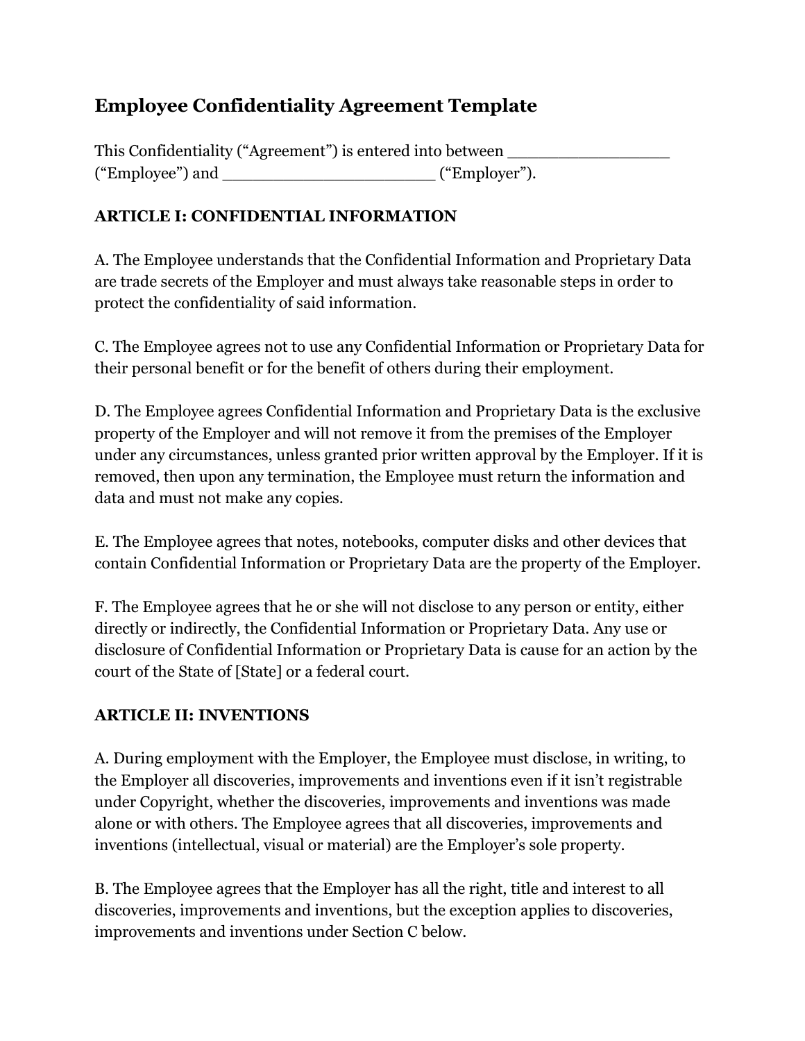# Employee Confidentiality Agreement Template

This Confidentiality ("Agreement") is entered into between _________________ ("Employee") and _______________________ ("Employer").

**ARTICLE I: CONFIDENTIAL INFORMATION**

A. The Employee understands that the Confidential Information and Proprietary Data are trade secrets of the Employer and must always take reasonable steps in order to protect the confidentiality of said information.

C. The Employee agrees not to use any Confidential Information or Proprietary Data for their personal benefit or for the benefit of others during their employment.

D. The Employee agrees Confidential Information and Proprietary Data is the exclusive property of the Employer and will not remove it from the premises of the Employer under any circumstances, unless granted prior written approval by the Employer. If it is removed, then upon any termination, the Employee must return the information and data and must not make any copies.

E. The Employee agrees that notes, notebooks, computer disks and other devices that contain Confidential Information or Proprietary Data are the property of the Employer.

F. The Employee agrees that he or she will not disclose to any person or entity, either directly or indirectly, the Confidential Information or Proprietary Data. Any use or disclosure of Confidential Information or Proprietary Data is cause for an action by the court of the State of [State] or a federal court.

**ARTICLE II: INVENTIONS**

A. During employment with the Employer, the Employee must disclose, in writing, to the Employer all discoveries, improvements and inventions even if it isn't registrable under Copyright, whether the discoveries, improvements and inventions was made alone or with others. The Employee agrees that all discoveries, improvements and inventions (intellectual, visual or material) are the Employer's sole property.

B. The Employee agrees that the Employer has all the right, title and interest to all discoveries, improvements and inventions, but the exception applies to discoveries, improvements and inventions under Section C below.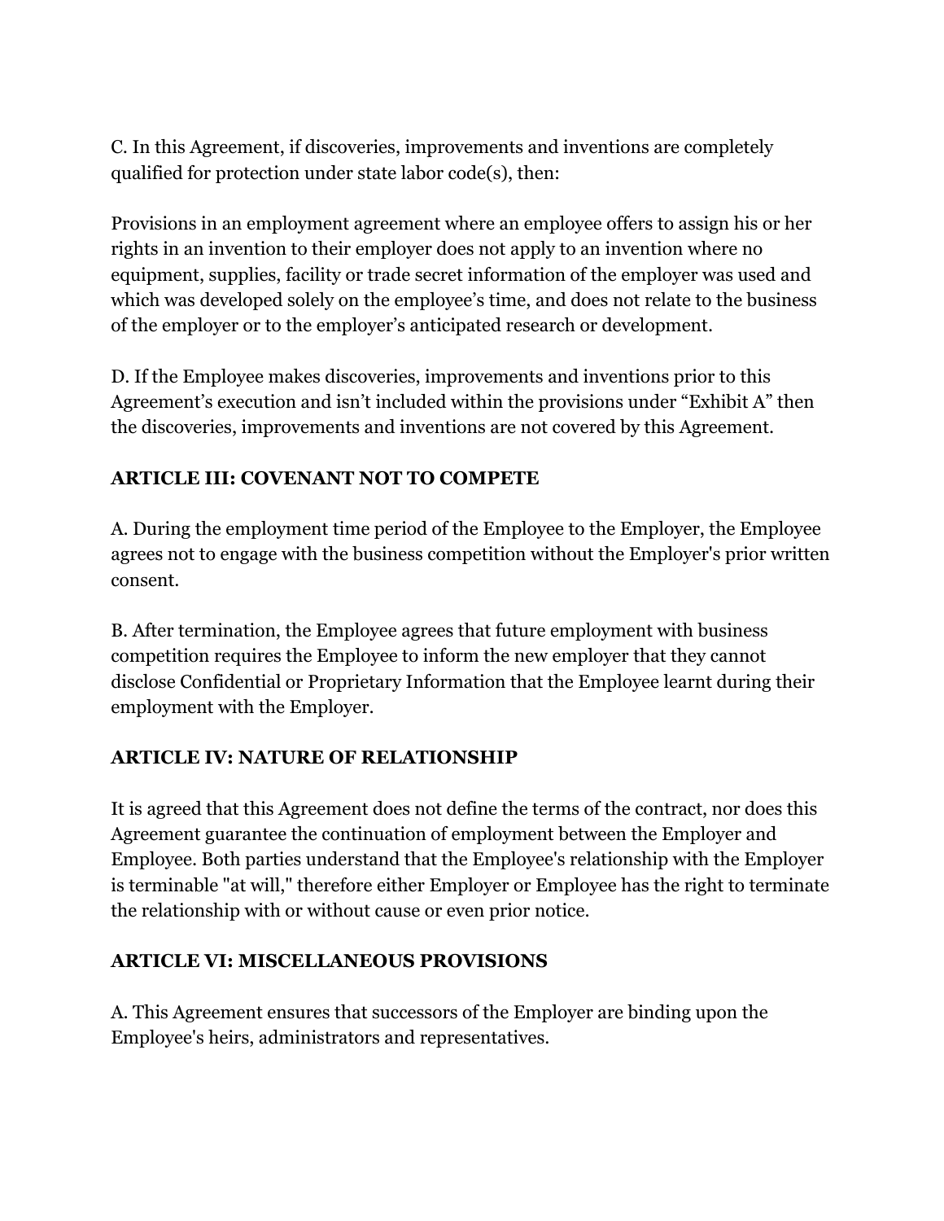C. In this Agreement, if discoveries, improvements and inventions are completely qualified for protection under state labor code(s), then:

Provisions in an employment agreement where an employee offers to assign his or her rights in an invention to their employer does not apply to an invention where no equipment, supplies, facility or trade secret information of the employer was used and which was developed solely on the employee's time, and does not relate to the business of the employer or to the employer's anticipated research or development.

D. If the Employee makes discoveries, improvements and inventions prior to this Agreement's execution and isn't included within the provisions under "Exhibit A" then the discoveries, improvements and inventions are not covered by this Agreement.

## ARTICLE III: COVENANT NOT TO COMPETE

A. During the employment time period of the Employee to the Employer, the Employee agrees not to engage with the business competition without the Employer's prior written consent.

B. After termination, the Employee agrees that future employment with business competition requires the Employee to inform the new employer that they cannot disclose Confidential or Proprietary Information that the Employee learnt during their employment with the Employer.

## ARTICLE IV: NATURE OF RELATIONSHIP

It is agreed that this Agreement does not define the terms of the contract, nor does this Agreement guarantee the continuation of employment between the Employer and Employee. Both parties understand that the Employee's relationship with the Employer is terminable "at will," therefore either Employer or Employee has the right to terminate the relationship with or without cause or even prior notice.

## ARTICLE VI: MISCELLANEOUS PROVISIONS

A. This Agreement ensures that successors of the Employer are binding upon the Employee's heirs, administrators and representatives.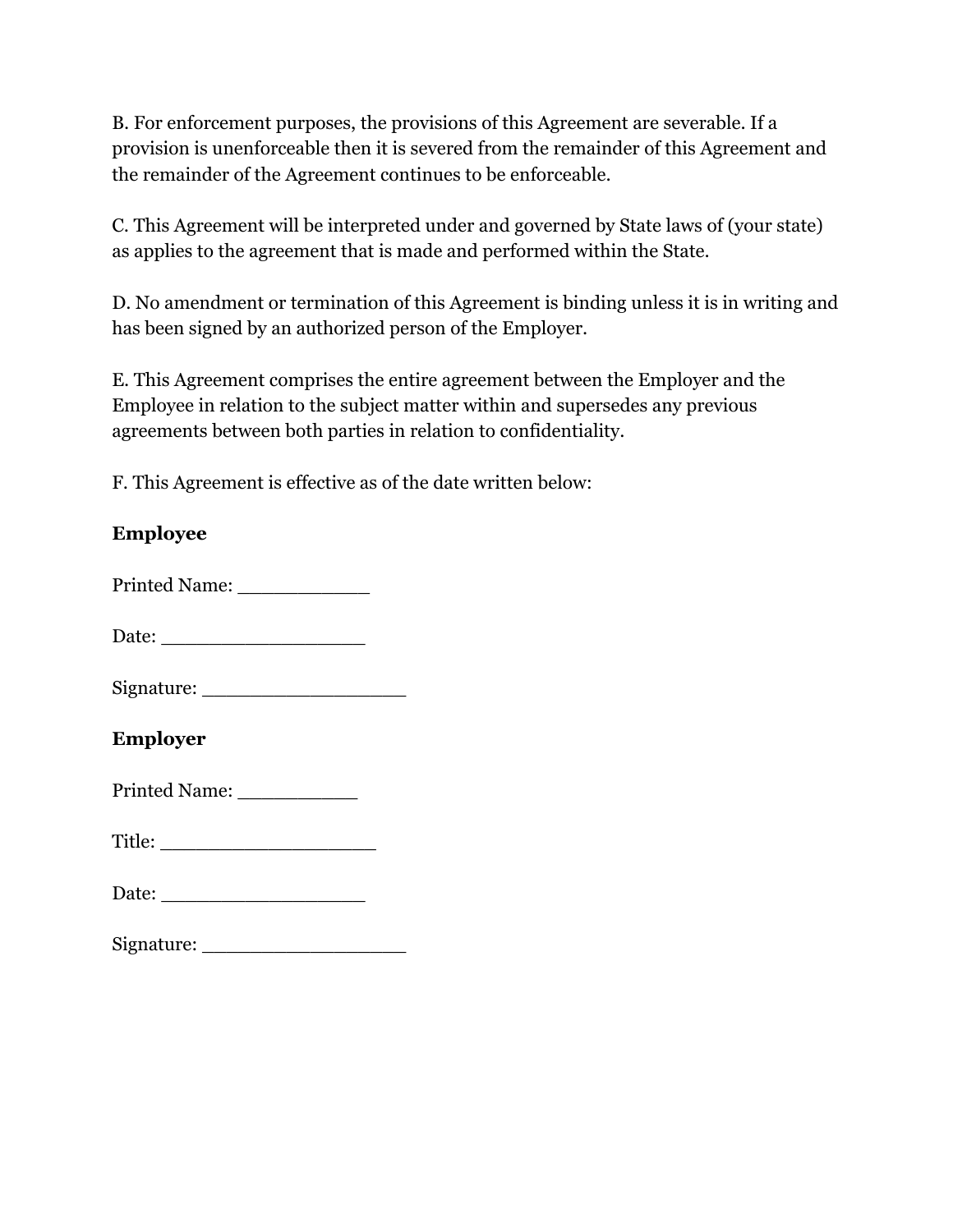B. For enforcement purposes, the provisions of this Agreement are severable. If a provision is unenforceable then it is severed from the remainder of this Agreement and the remainder of the Agreement continues to be enforceable.

C. This Agreement will be interpreted under and governed by State laws of (your state) as applies to the agreement that is made and performed within the State.

D. No amendment or termination of this Agreement is binding unless it is in writing and has been signed by an authorized person of the Employer.

E. This Agreement comprises the entire agreement between the Employer and the Employee in relation to the subject matter within and supersedes any previous agreements between both parties in relation to confidentiality.

F. This Agreement is effective as of the date written below:

**Employee**

Printed Name: ____________

Date: ___________________

Signature: ___________________

**Employer**

Printed Name: ___________

Title: ____________________

Date: ___________________

Signature: ___________________